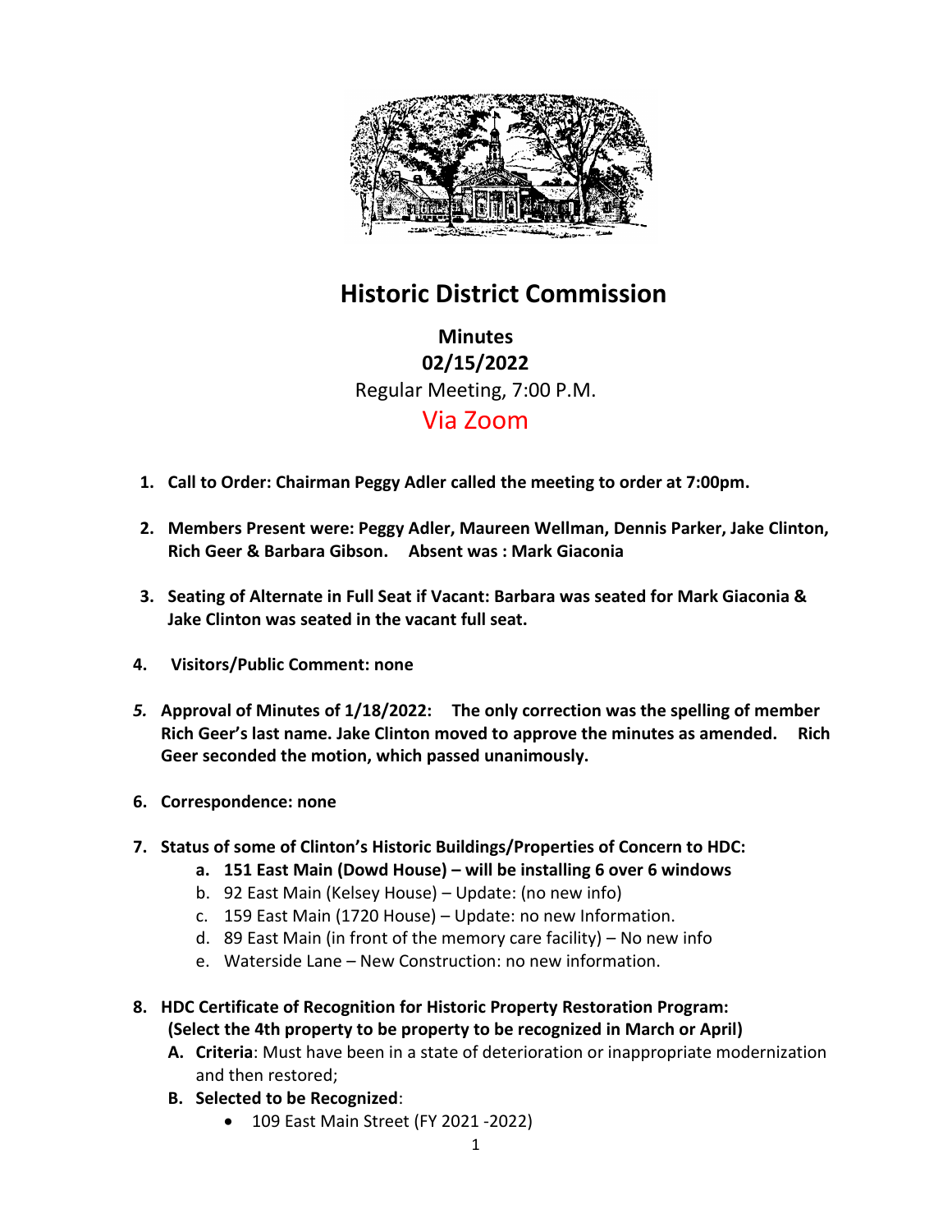# Historic District Commission

**Minutes**
**02/15/2022**
Regular Meeting, 7:00 P.M.
Via Zoom

1. **Call to Order: Chairman Peggy Adler called the meeting to order at 7:00pm.**

2. **Members Present were: Peggy Adler, Maureen Wellman, Dennis Parker, Jake Clinton, Rich Geer & Barbara Gibson. Absent was : Mark Giaconia**

3. **Seating of Alternate in Full Seat if Vacant: Barbara was seated for Mark Giaconia & Jake Clinton was seated in the vacant full seat.**

4. **Visitors/Public Comment: none**

5. **Approval of Minutes of 1/18/2022: The only correction was the spelling of member Rich Geer's last name. Jake Clinton moved to approve the minutes as amended. Rich Geer seconded the motion, which passed unanimously.**

6. **Correspondence: none**

7. **Status of some of Clinton's Historic Buildings/Properties of Concern to HDC:**
   a. **151 East Main (Dowd House) – will be installing 6 over 6 windows**
   b. 92 East Main (Kelsey House) – Update: (no new info)
   c. 159 East Main (1720 House) – Update: no new Information.
   d. 89 East Main (in front of the memory care facility) – No new info
   e. Waterside Lane – New Construction: no new information.

8. **HDC Certificate of Recognition for Historic Property Restoration Program: (Select the 4th property to be property to be recognized in March or April)**
   A. **Criteria**: Must have been in a state of deterioration or inappropriate modernization and then restored;
   B. **Selected to be Recognized**:
      - 109 East Main Street (FY 2021 -2022)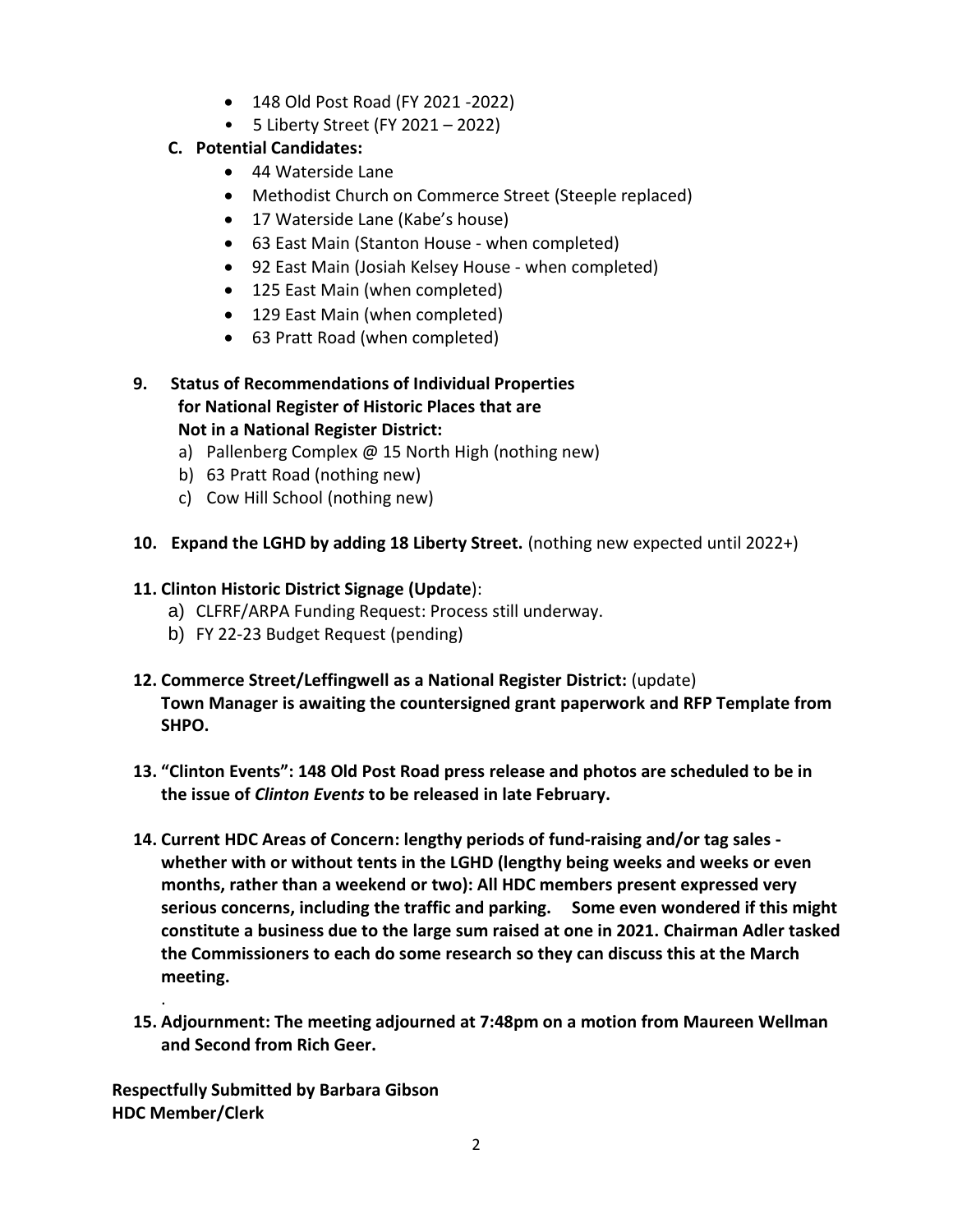- 148 Old Post Road (FY 2021 -2022)
- 5 Liberty Street (FY 2021 – 2022)

**C. Potential Candidates:**

- 44 Waterside Lane
- Methodist Church on Commerce Street (Steeple replaced)
- 17 Waterside Lane (Kabe's house)
- 63 East Main (Stanton House - when completed)
- 92 East Main (Josiah Kelsey House - when completed)
- 125 East Main (when completed)
- 129 East Main (when completed)
- 63 Pratt Road (when completed)

**9. Status of Recommendations of Individual Properties for National Register of Historic Places that are Not in a National Register District:**

a) Pallenberg Complex @ 15 North High (nothing new)
b) 63 Pratt Road (nothing new)
c) Cow Hill School (nothing new)

**10. Expand the LGHD by adding 18 Liberty Street.** (nothing new expected until 2022+)

**11. Clinton Historic District Signage (Update**):

a) CLFRF/ARPA Funding Request: Process still underway.
b) FY 22-23 Budget Request (pending)

**12. Commerce Street/Leffingwell as a National Register District:** (update)
**Town Manager is awaiting the countersigned grant paperwork and RFP Template from SHPO.**

**13. "Clinton Events": 148 Old Post Road press release and photos are scheduled to be in the issue of *Clinton Events* to be released in late February.**

**14. Current HDC Areas of Concern: lengthy periods of fund-raising and/or tag sales - whether with or without tents in the LGHD (lengthy being weeks and weeks or even months, rather than a weekend or two): All HDC members present expressed very serious concerns, including the traffic and parking. Some even wondered if this might constitute a business due to the large sum raised at one in 2021. Chairman Adler tasked the Commissioners to each do some research so they can discuss this at the March meeting.**

**15. Adjournment: The meeting adjourned at 7:48pm on a motion from Maureen Wellman and Second from Rich Geer.**

**Respectfully Submitted by Barbara Gibson**
**HDC Member/Clerk**